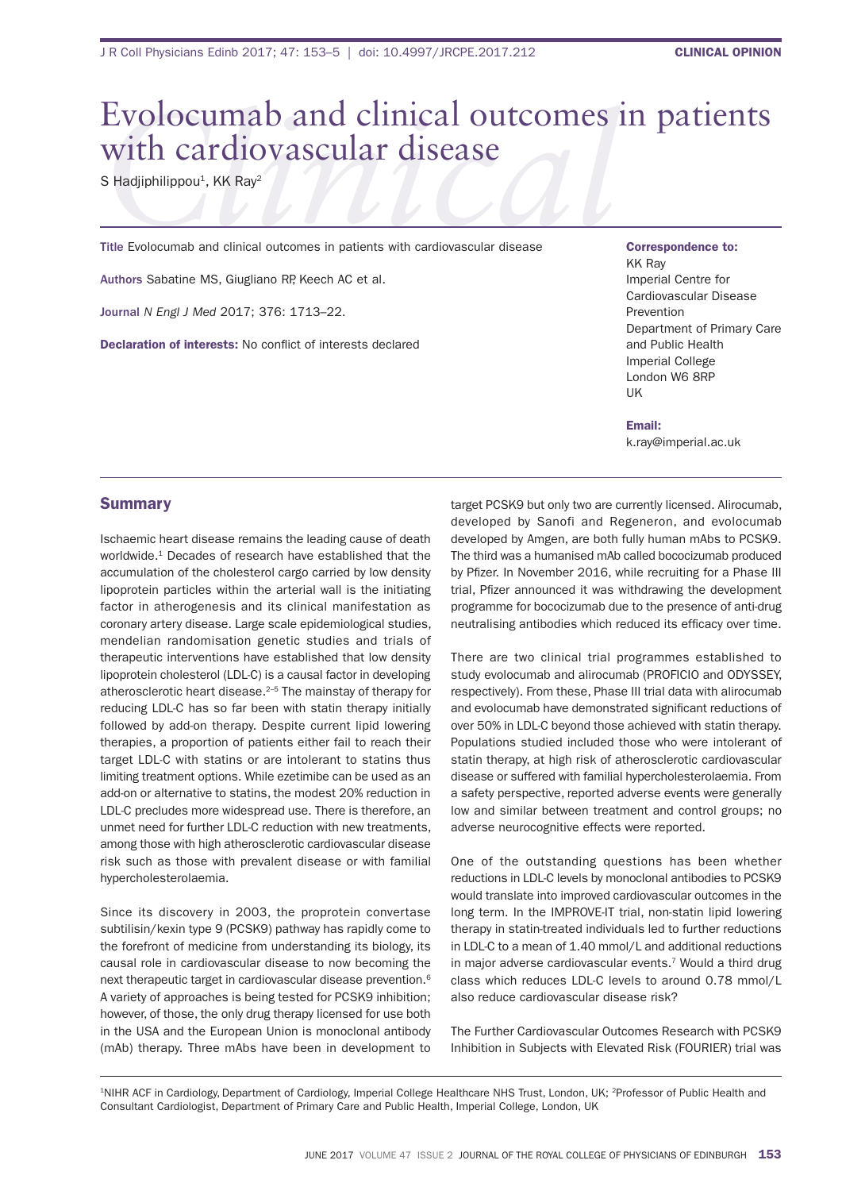# Evolocumab and clinical outcomes in patients with cardiovascular disease

S Hadjiphilippou[1], KK Ray[2]

**Title** Evolocumab and clinical outcomes in patients with cardiovascular disease

**Authors** Sabatine MS, Giugliano RP, Keech AC et al.

**Journal** *N Engl J Med* 2017; 376: 1713–22.

**Declaration of interests:** No conflict of interests declared

**Correspondence to:**
KK Ray
Imperial Centre for Cardiovascular Disease Prevention
Department of Primary Care and Public Health
Imperial College
London W6 8RP
UK

**Email:**
k.ray@imperial.ac.uk

## Summary

Ischaemic heart disease remains the leading cause of death worldwide.[1] Decades of research have established that the accumulation of the cholesterol cargo carried by low density lipoprotein particles within the arterial wall is the initiating factor in atherogenesis and its clinical manifestation as coronary artery disease. Large scale epidemiological studies, mendelian randomisation genetic studies and trials of therapeutic interventions have established that low density lipoprotein cholesterol (LDL-C) is a causal factor in developing atherosclerotic heart disease.[2–5] The mainstay of therapy for reducing LDL-C has so far been with statin therapy initially followed by add-on therapy. Despite current lipid lowering therapies, a proportion of patients either fail to reach their target LDL-C with statins or are intolerant to statins thus limiting treatment options. While ezetimibe can be used as an add-on or alternative to statins, the modest 20% reduction in LDL-C precludes more widespread use. There is therefore, an unmet need for further LDL-C reduction with new treatments, among those with high atherosclerotic cardiovascular disease risk such as those with prevalent disease or with familial hypercholesterolaemia.

Since its discovery in 2003, the proprotein convertase subtilisin/kexin type 9 (PCSK9) pathway has rapidly come to the forefront of medicine from understanding its biology, its causal role in cardiovascular disease to now becoming the next therapeutic target in cardiovascular disease prevention.[6] A variety of approaches is being tested for PCSK9 inhibition; however, of those, the only drug therapy licensed for use both in the USA and the European Union is monoclonal antibody (mAb) therapy. Three mAbs have been in development to target PCSK9 but only two are currently licensed. Alirocumab, developed by Sanofi and Regeneron, and evolocumab developed by Amgen, are both fully human mAbs to PCSK9. The third was a humanised mAb called bococizumab produced by Pfizer. In November 2016, while recruiting for a Phase III trial, Pfizer announced it was withdrawing the development programme for bococizumab due to the presence of anti-drug neutralising antibodies which reduced its efficacy over time.

There are two clinical trial programmes established to study evolocumab and alirocumab (PROFICIO and ODYSSEY, respectively). From these, Phase III trial data with alirocumab and evolocumab have demonstrated significant reductions of over 50% in LDL-C beyond those achieved with statin therapy. Populations studied included those who were intolerant of statin therapy, at high risk of atherosclerotic cardiovascular disease or suffered with familial hypercholesterolaemia. From a safety perspective, reported adverse events were generally low and similar between treatment and control groups; no adverse neurocognitive effects were reported.

One of the outstanding questions has been whether reductions in LDL-C levels by monoclonal antibodies to PCSK9 would translate into improved cardiovascular outcomes in the long term. In the IMPROVE-IT trial, non-statin lipid lowering therapy in statin-treated individuals led to further reductions in LDL-C to a mean of 1.40 mmol/L and additional reductions in major adverse cardiovascular events.[7] Would a third drug class which reduces LDL-C levels to around 0.78 mmol/L also reduce cardiovascular disease risk?

The Further Cardiovascular Outcomes Research with PCSK9 Inhibition in Subjects with Elevated Risk (FOURIER) trial was

[1]NIHR ACF in Cardiology, Department of Cardiology, Imperial College Healthcare NHS Trust, London, UK; [2]Professor of Public Health and Consultant Cardiologist, Department of Primary Care and Public Health, Imperial College, London, UK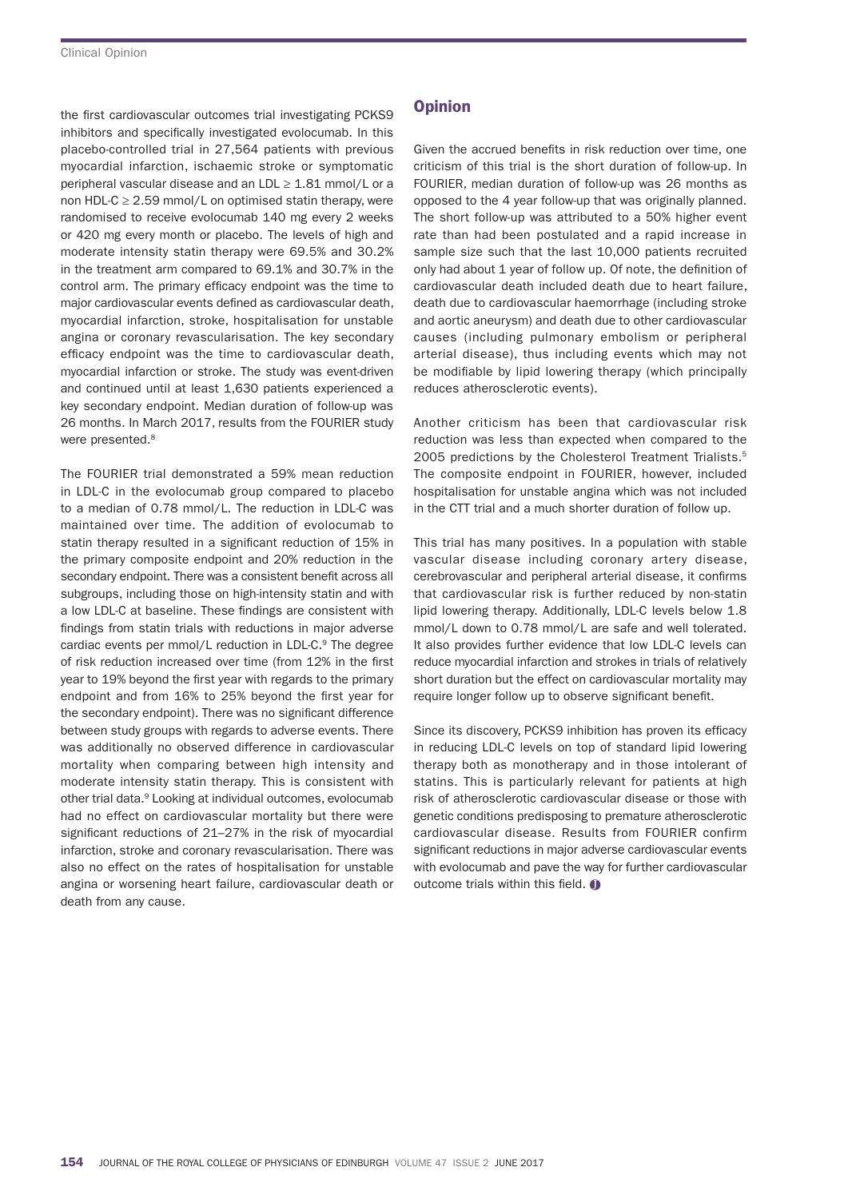the first cardiovascular outcomes trial investigating PCKS9 inhibitors and specifically investigated evolocumab. In this placebo-controlled trial in 27,564 patients with previous myocardial infarction, ischaemic stroke or symptomatic peripheral vascular disease and an LDL $\geq$ 1.81 mmol/L or a non HDL-C $\geq$ 2.59 mmol/L on optimised statin therapy, were randomised to receive evolocumab 140 mg every 2 weeks or 420 mg every month or placebo. The levels of high and moderate intensity statin therapy were 69.5% and 30.2% in the treatment arm compared to 69.1% and 30.7% in the control arm. The primary efficacy endpoint was the time to major cardiovascular events defined as cardiovascular death, myocardial infarction, stroke, hospitalisation for unstable angina or coronary revascularisation. The key secondary efficacy endpoint was the time to cardiovascular death, myocardial infarction or stroke. The study was event-driven and continued until at least 1,630 patients experienced a key secondary endpoint. Median duration of follow-up was 26 months. In March 2017, results from the FOURIER study were presented.[8]

The FOURIER trial demonstrated a 59% mean reduction in LDL-C in the evolocumab group compared to placebo to a median of 0.78 mmol/L. The reduction in LDL-C was maintained over time. The addition of evolocumab to statin therapy resulted in a significant reduction of 15% in the primary composite endpoint and 20% reduction in the secondary endpoint. There was a consistent benefit across all subgroups, including those on high-intensity statin and with a low LDL-C at baseline. These findings are consistent with findings from statin trials with reductions in major adverse cardiac events per mmol/L reduction in LDL-C.[9] The degree of risk reduction increased over time (from 12% in the first year to 19% beyond the first year with regards to the primary endpoint and from 16% to 25% beyond the first year for the secondary endpoint). There was no significant difference between study groups with regards to adverse events. There was additionally no observed difference in cardiovascular mortality when comparing between high intensity and moderate intensity statin therapy. This is consistent with other trial data.[9] Looking at individual outcomes, evolocumab had no effect on cardiovascular mortality but there were significant reductions of 21–27% in the risk of myocardial infarction, stroke and coronary revascularisation. There was also no effect on the rates of hospitalisation for unstable angina or worsening heart failure, cardiovascular death or death from any cause.

## Opinion

Given the accrued benefits in risk reduction over time, one criticism of this trial is the short duration of follow-up. In FOURIER, median duration of follow-up was 26 months as opposed to the 4 year follow-up that was originally planned. The short follow-up was attributed to a 50% higher event rate than had been postulated and a rapid increase in sample size such that the last 10,000 patients recruited only had about 1 year of follow up. Of note, the definition of cardiovascular death included death due to heart failure, death due to cardiovascular haemorrhage (including stroke and aortic aneurysm) and death due to other cardiovascular causes (including pulmonary embolism or peripheral arterial disease), thus including events which may not be modifiable by lipid lowering therapy (which principally reduces atherosclerotic events).

Another criticism has been that cardiovascular risk reduction was less than expected when compared to the 2005 predictions by the Cholesterol Treatment Trialists.[5] The composite endpoint in FOURIER, however, included hospitalisation for unstable angina which was not included in the CTT trial and a much shorter duration of follow up.

This trial has many positives. In a population with stable vascular disease including coronary artery disease, cerebrovascular and peripheral arterial disease, it confirms that cardiovascular risk is further reduced by non-statin lipid lowering therapy. Additionally, LDL-C levels below 1.8 mmol/L down to 0.78 mmol/L are safe and well tolerated. It also provides further evidence that low LDL-C levels can reduce myocardial infarction and strokes in trials of relatively short duration but the effect on cardiovascular mortality may require longer follow up to observe significant benefit.

Since its discovery, PCKS9 inhibition has proven its efficacy in reducing LDL-C levels on top of standard lipid lowering therapy both as monotherapy and in those intolerant of statins. This is particularly relevant for patients at high risk of atherosclerotic cardiovascular disease or those with genetic conditions predisposing to premature atherosclerotic cardiovascular disease. Results from FOURIER confirm significant reductions in major adverse cardiovascular events with evolocumab and pave the way for further cardiovascular outcome trials within this field.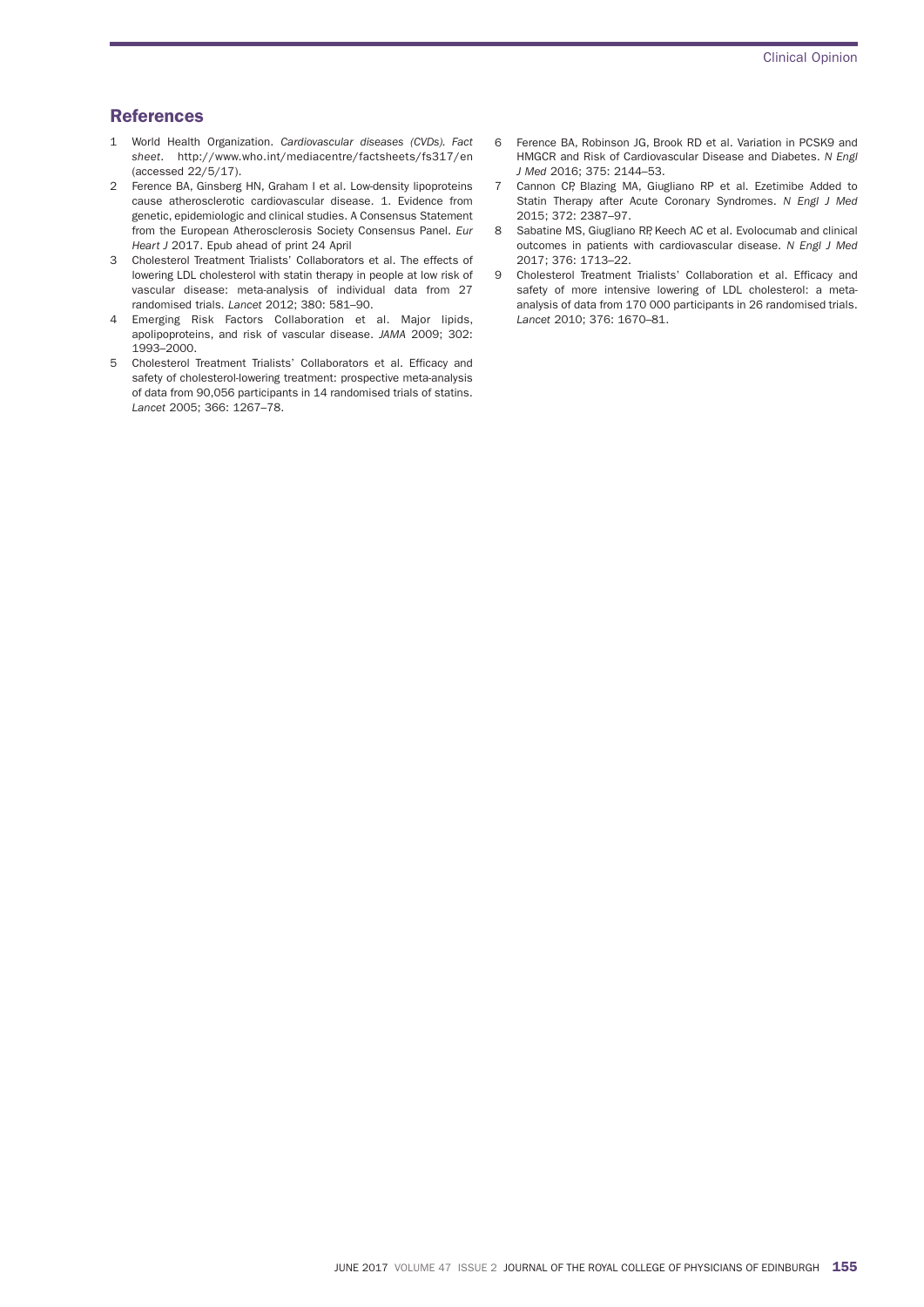## References

1. World Health Organization. *Cardiovascular diseases (CVDs). Fact sheet*. http://www.who.int/mediacentre/factsheets/fs317/en (accessed 22/5/17).
2. Ference BA, Ginsberg HN, Graham I et al. Low-density lipoproteins cause atherosclerotic cardiovascular disease. 1. Evidence from genetic, epidemiologic and clinical studies. A Consensus Statement from the European Atherosclerosis Society Consensus Panel. *Eur Heart J* 2017. Epub ahead of print 24 April
3. Cholesterol Treatment Trialists' Collaborators et al. The effects of lowering LDL cholesterol with statin therapy in people at low risk of vascular disease: meta-analysis of individual data from 27 randomised trials. *Lancet* 2012; 380: 581–90.
4. Emerging Risk Factors Collaboration et al. Major lipids, apolipoproteins, and risk of vascular disease. *JAMA* 2009; 302: 1993–2000.
5. Cholesterol Treatment Trialists' Collaborators et al. Efficacy and safety of cholesterol-lowering treatment: prospective meta-analysis of data from 90,056 participants in 14 randomised trials of statins. *Lancet* 2005; 366: 1267–78.
6. Ference BA, Robinson JG, Brook RD et al. Variation in PCSK9 and HMGCR and Risk of Cardiovascular Disease and Diabetes. *N Engl J Med* 2016; 375: 2144–53.
7. Cannon CP, Blazing MA, Giugliano RP et al. Ezetimibe Added to Statin Therapy after Acute Coronary Syndromes. *N Engl J Med* 2015; 372: 2387–97.
8. Sabatine MS, Giugliano RP, Keech AC et al. Evolocumab and clinical outcomes in patients with cardiovascular disease. *N Engl J Med* 2017; 376: 1713–22.
9. Cholesterol Treatment Trialists' Collaboration et al. Efficacy and safety of more intensive lowering of LDL cholesterol: a meta-analysis of data from 170 000 participants in 26 randomised trials. *Lancet* 2010; 376: 1670–81.